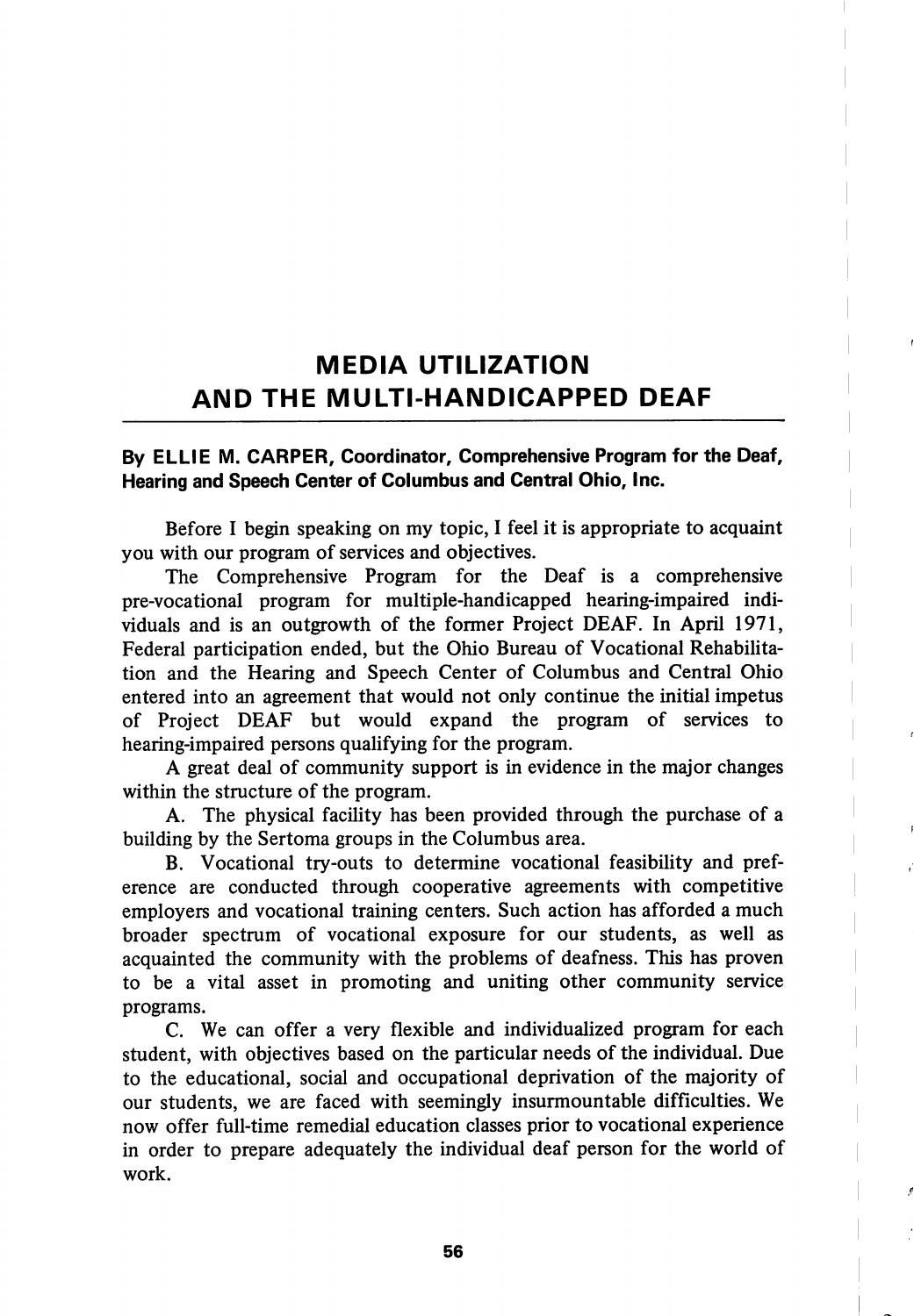# MEDIA UTILIZATION AND THE MULTI-HANDICAPPED DEAF

**By ELLIE M. CARPER, Coordinator, Comprehensive Program for the Deaf, Hearing and Speech Center of Columbus and Central Ohio, Inc.**

Before I begin speaking on my topic, I feel it is appropriate to acquaint you with our program of services and objectives.

The Comprehensive Program for the Deaf is a comprehensive pre-vocational program for multiple-handicapped hearing-impaired individuals and is an outgrowth of the former Project DEAF. In April 1971, Federal participation ended, but the Ohio Bureau of Vocational Rehabilitation and the Hearing and Speech Center of Columbus and Central Ohio entered into an agreement that would not only continue the initial impetus of Project DEAF but would expand the program of services to hearing-impaired persons qualifying for the program.

A great deal of community support is in evidence in the major changes within the structure of the program.

A. The physical facility has been provided through the purchase of a building by the Sertoma groups in the Columbus area.

B. Vocational try-outs to determine vocational feasibility and preference are conducted through cooperative agreements with competitive employers and vocational training centers. Such action has afforded a much broader spectrum of vocational exposure for our students, as well as acquainted the community with the problems of deafness. This has proven to be a vital asset in promoting and uniting other community service programs.

C. We can offer a very flexible and individualized program for each student, with objectives based on the particular needs of the individual. Due to the educational, social and occupational deprivation of the majority of our students, we are faced with seemingly insurmountable difficulties. We now offer full-time remedial education classes prior to vocational experience in order to prepare adequately the individual deaf person for the world of work.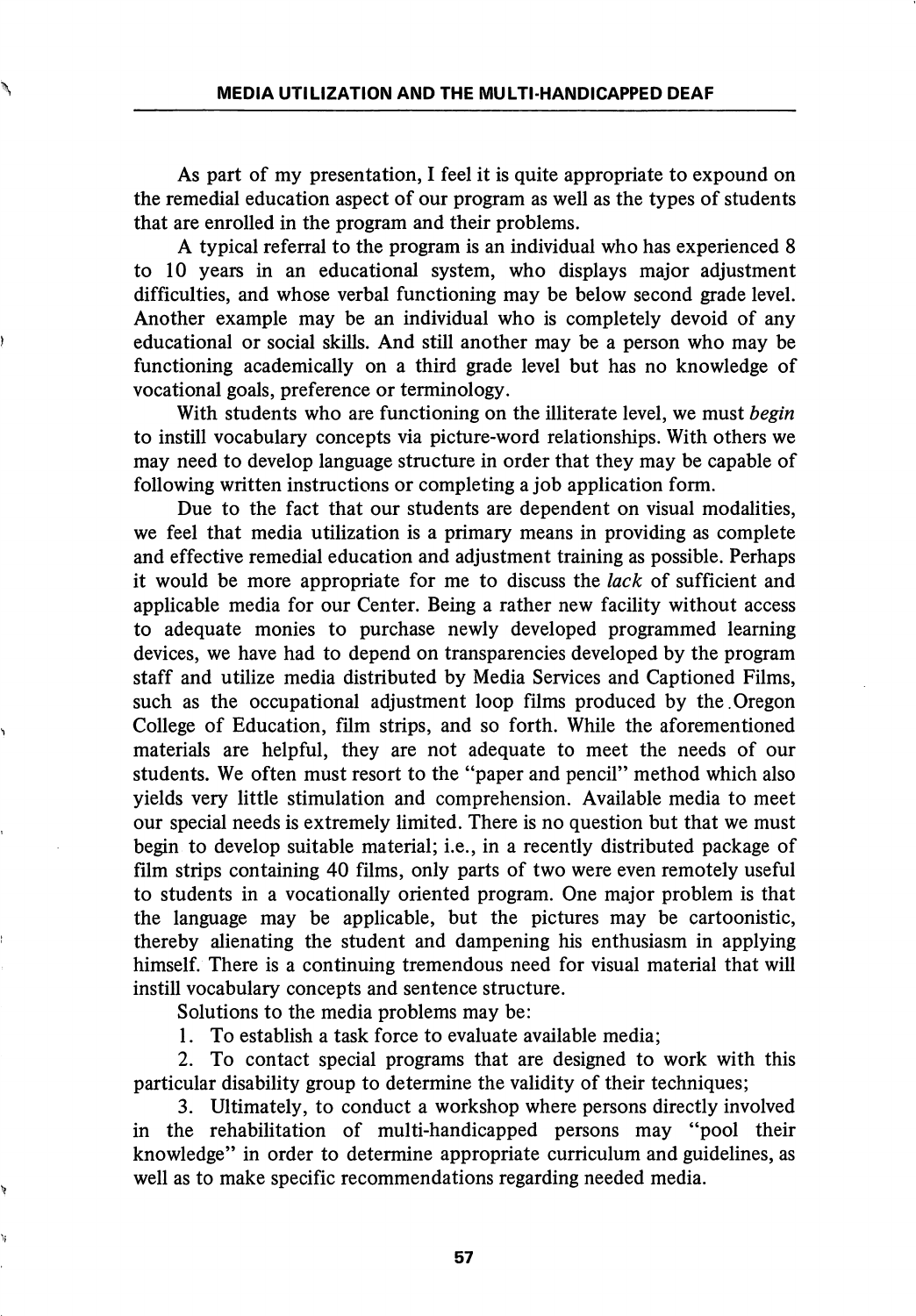As part of my presentation, I feel it is quite appropriate to expound on the remedial education aspect of our program as well as the types of students that are enrolled in the program and their problems.

A typical referral to the program is an individual who has experienced 8 to 10 years in an educational system, who displays major adjustment difficulties, and whose verbal functioning may be below second grade level. Another example may be an individual who is completely devoid of any educational or social skills. And still another may be a person who may be functioning academically on a third grade level but has no knowledge of vocational goals, preference or terminology.

With students who are functioning on the illiterate level, we must *begin* to instill vocabulary concepts via picture-word relationships. With others we may need to develop language structure in order that they may be capable of following written instructions or completing a job application form.

Due to the fact that our students are dependent on visual modalities, we feel that media utilization is a primary means in providing as complete and effective remedial education and adjustment training as possible. Perhaps it would be more appropriate for me to discuss the *lack* of sufficient and applicable media for our Center. Being a rather new facility without access to adequate monies to purchase newly developed programmed learning devices, we have had to depend on transparencies developed by the program staff and utilize media distributed by Media Services and Captioned Films, such as the occupational adjustment loop films produced by the Oregon College of Education, film strips, and so forth. While the aforementioned materials are helpful, they are not adequate to meet the needs of our students. We often must resort to the "paper and pencil" method which also yields very little stimulation and comprehension. Available media to meet our special needs is extremely limited. There is no question but that we must begin to develop suitable material; i.e., in a recently distributed package of film strips containing 40 films, only parts of two were even remotely useful to students in a vocationally oriented program. One major problem is that the language may be applicable, but the pictures may be cartoonistic, thereby alienating the student and dampening his enthusiasm in applying himself. There is a continuing tremendous need for visual material that will instill vocabulary concepts and sentence structure.

Solutions to the media problems may be:

1. To establish a task force to evaluate available media;

2. To contact special programs that are designed to work with this particular disability group to determine the validity of their techniques;

3. Ultimately, to conduct a workshop where persons directly involved in the rehabilitation of multi-handicapped persons may "pool their knowledge" in order to determine appropriate curriculum and guidelines, as well as to make specific recommendations regarding needed media.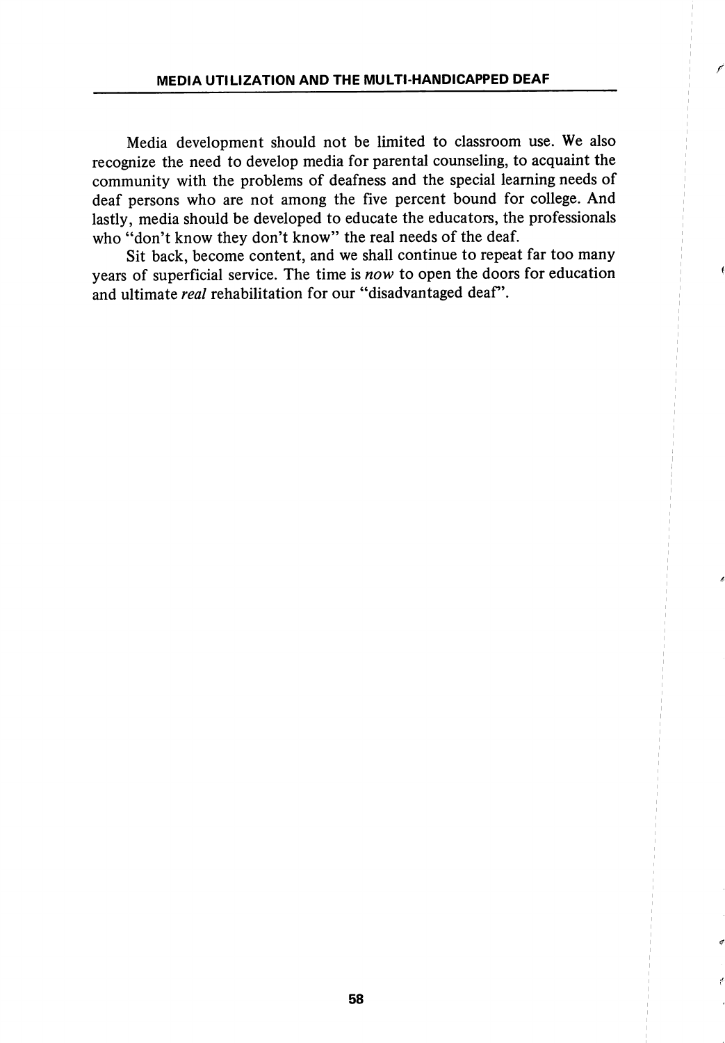Media development should not be limited to classroom use. We also recognize the need to develop media for parental counseling, to acquaint the community with the problems of deafness and the special learning needs of deaf persons who are not among the five percent bound for college. And lastly, media should be developed to educate the educators, the professionals who "don't know they don't know" the real needs of the deaf.

Sit back, become content, and we shall continue to repeat far too many years of superficial service. The time is *now* to open the doors for education and ultimate *real* rehabilitation for our "disadvantaged deaf".